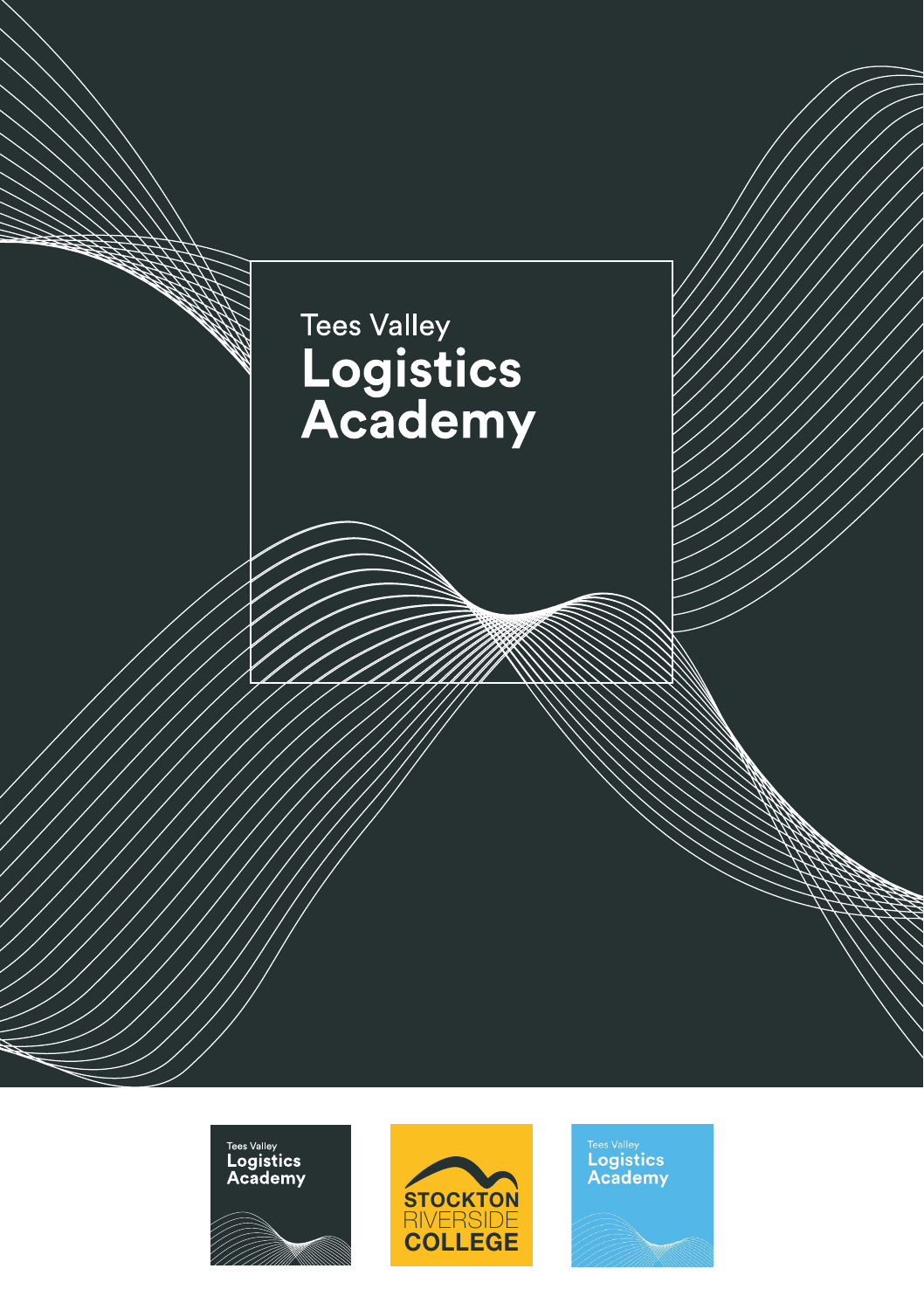Tees Valley

# Logistics Academy

Tees Valley Logistics Academy

STOCKTON RIVERSIDE COLLEGE

Tees Valley Logistics Academy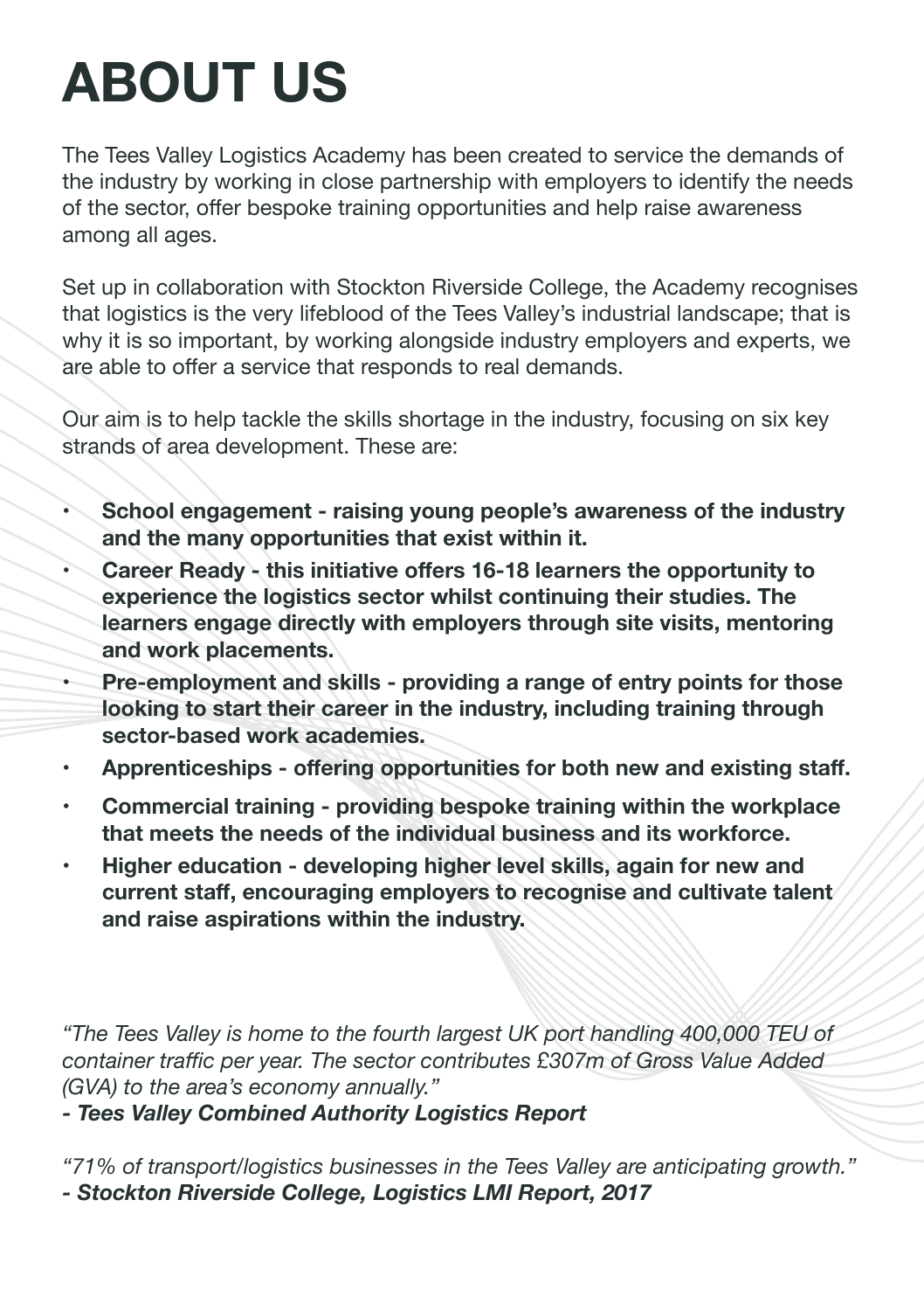# ABOUT US

The Tees Valley Logistics Academy has been created to service the demands of the industry by working in close partnership with employers to identify the needs of the sector, offer bespoke training opportunities and help raise awareness among all ages.

Set up in collaboration with Stockton Riverside College, the Academy recognises that logistics is the very lifeblood of the Tees Valley's industrial landscape; that is why it is so important, by working alongside industry employers and experts, we are able to offer a service that responds to real demands.

Our aim is to help tackle the skills shortage in the industry, focusing on six key strands of area development. These are:

- **School engagement - raising young people's awareness of the industry and the many opportunities that exist within it.**
- **Career Ready - this initiative offers 16-18 learners the opportunity to experience the logistics sector whilst continuing their studies. The learners engage directly with employers through site visits, mentoring and work placements.**
- **Pre-employment and skills - providing a range of entry points for those looking to start their career in the industry, including training through sector-based work academies.**
- **Apprenticeships - offering opportunities for both new and existing staff.**
- **Commercial training - providing bespoke training within the workplace that meets the needs of the individual business and its workforce.**
- **Higher education - developing higher level skills, again for new and current staff, encouraging employers to recognise and cultivate talent and raise aspirations within the industry.**

*"The Tees Valley is home to the fourth largest UK port handling 400,000 TEU of container traffic per year. The sector contributes £307m of Gross Value Added (GVA) to the area's economy annually."*
***- Tees Valley Combined Authority Logistics Report***

*"71% of transport/logistics businesses in the Tees Valley are anticipating growth."*
***- Stockton Riverside College, Logistics LMI Report, 2017***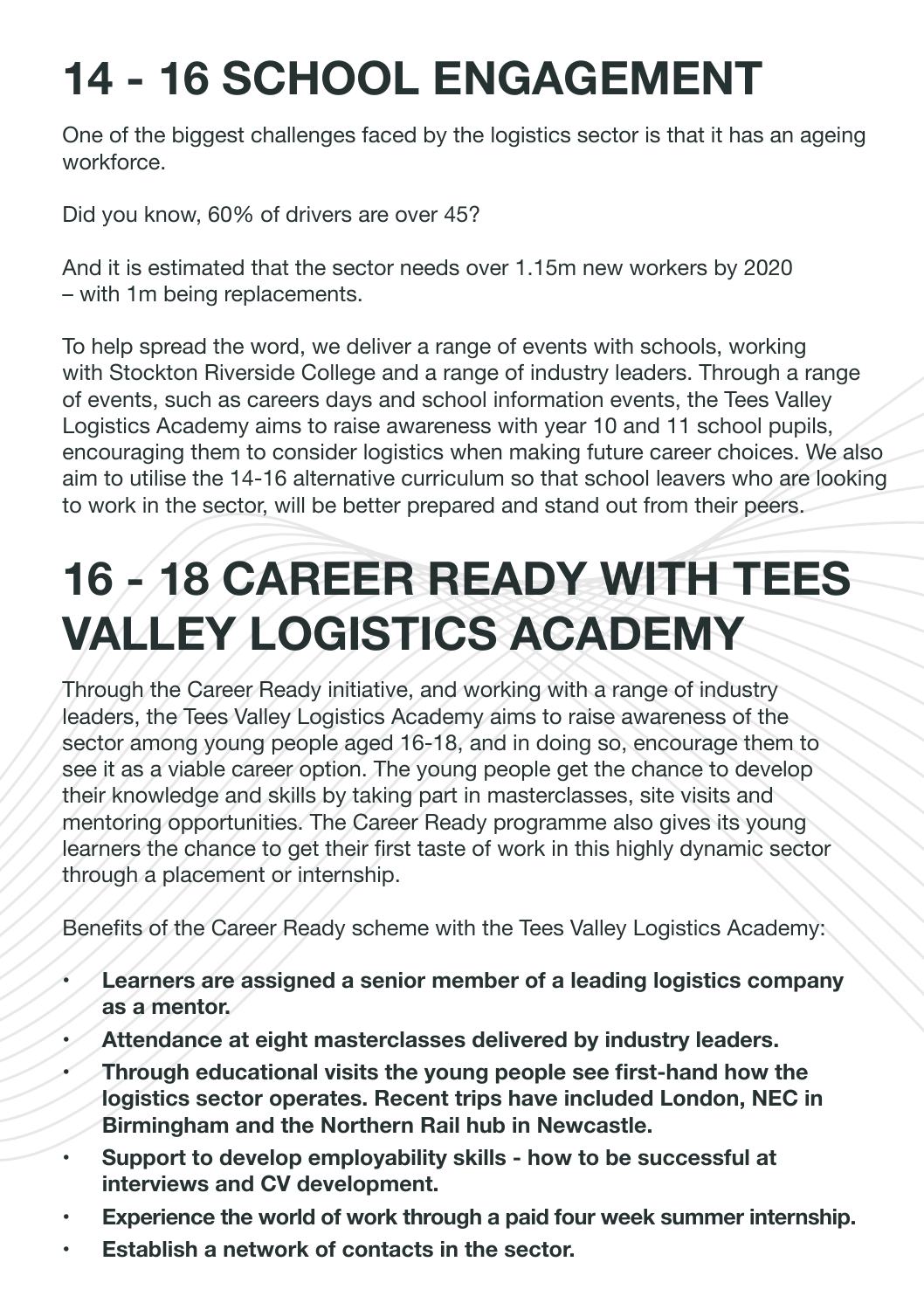# 14 - 16 SCHOOL ENGAGEMENT

One of the biggest challenges faced by the logistics sector is that it has an ageing workforce.

Did you know, 60% of drivers are over 45?

And it is estimated that the sector needs over 1.15m new workers by 2020 – with 1m being replacements.

To help spread the word, we deliver a range of events with schools, working with Stockton Riverside College and a range of industry leaders. Through a range of events, such as careers days and school information events, the Tees Valley Logistics Academy aims to raise awareness with year 10 and 11 school pupils, encouraging them to consider logistics when making future career choices. We also aim to utilise the 14-16 alternative curriculum so that school leavers who are looking to work in the sector, will be better prepared and stand out from their peers.

# 16 - 18 CAREER READY WITH TEES VALLEY LOGISTICS ACADEMY

Through the Career Ready initiative, and working with a range of industry leaders, the Tees Valley Logistics Academy aims to raise awareness of the sector among young people aged 16-18, and in doing so, encourage them to see it as a viable career option. The young people get the chance to develop their knowledge and skills by taking part in masterclasses, site visits and mentoring opportunities. The Career Ready programme also gives its young learners the chance to get their first taste of work in this highly dynamic sector through a placement or internship.

Benefits of the Career Ready scheme with the Tees Valley Logistics Academy:

- **Learners are assigned a senior member of a leading logistics company as a mentor.**
- **Attendance at eight masterclasses delivered by industry leaders.**
- **Through educational visits the young people see first-hand how the logistics sector operates. Recent trips have included London, NEC in Birmingham and the Northern Rail hub in Newcastle.**
- **Support to develop employability skills - how to be successful at interviews and CV development.**
- **Experience the world of work through a paid four week summer internship.**
- **Establish a network of contacts in the sector.**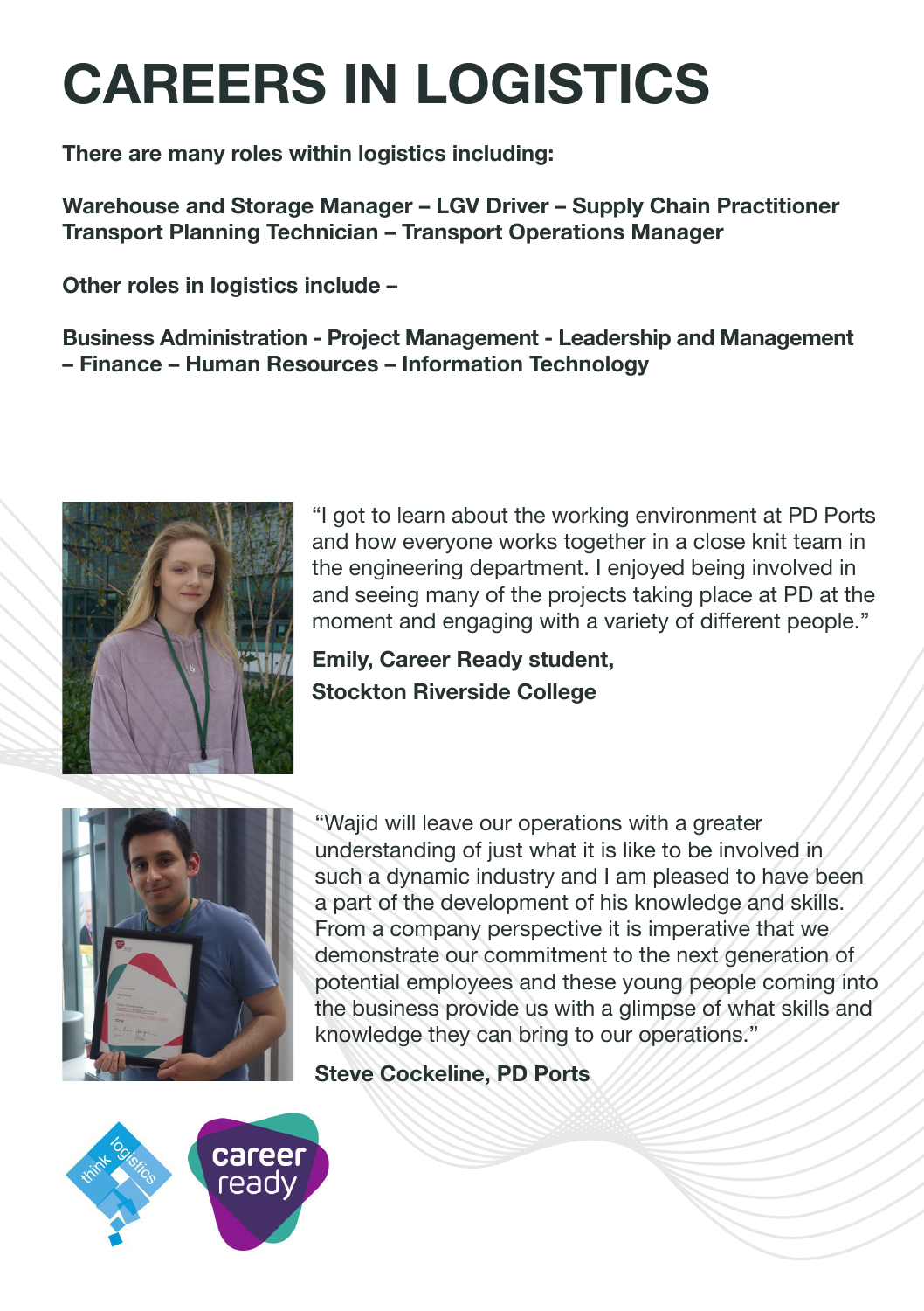# CAREERS IN LOGISTICS

**There are many roles within logistics including:**

**Warehouse and Storage Manager – LGV Driver – Supply Chain Practitioner Transport Planning Technician – Transport Operations Manager**

**Other roles in logistics include –**

**Business Administration - Project Management - Leadership and Management – Finance – Human Resources – Information Technology**

"I got to learn about the working environment at PD Ports and how everyone works together in a close knit team in the engineering department. I enjoyed being involved in and seeing many of the projects taking place at PD at the moment and engaging with a variety of different people."

**Emily, Career Ready student, Stockton Riverside College**

"Wajid will leave our operations with a greater understanding of just what it is like to be involved in such a dynamic industry and I am pleased to have been a part of the development of his knowledge and skills. From a company perspective it is imperative that we demonstrate our commitment to the next generation of potential employees and these young people coming into the business provide us with a glimpse of what skills and knowledge they can bring to our operations."

**Steve Cockeline, PD Ports**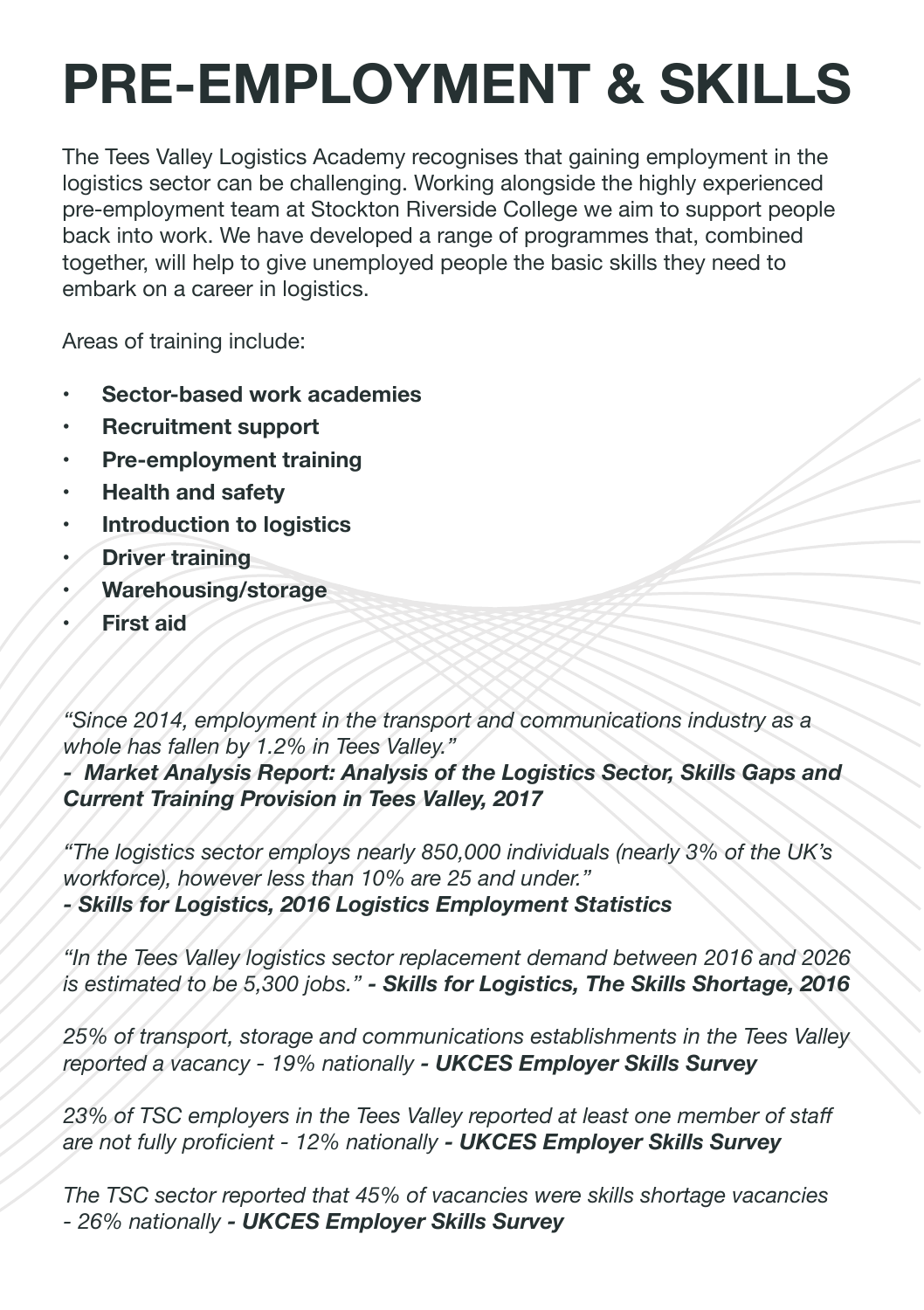# PRE-EMPLOYMENT & SKILLS

The Tees Valley Logistics Academy recognises that gaining employment in the logistics sector can be challenging. Working alongside the highly experienced pre-employment team at Stockton Riverside College we aim to support people back into work. We have developed a range of programmes that, combined together, will help to give unemployed people the basic skills they need to embark on a career in logistics.

Areas of training include:

- **Sector-based work academies**
- **Recruitment support**
- **Pre-employment training**
- **Health and safety**
- **Introduction to logistics**
- **Driver training**
- **Warehousing/storage**
- **First aid**

*"Since 2014, employment in the transport and communications industry as a whole has fallen by 1.2% in Tees Valley."*
***- Market Analysis Report: Analysis of the Logistics Sector, Skills Gaps and Current Training Provision in Tees Valley, 2017***

*"The logistics sector employs nearly 850,000 individuals (nearly 3% of the UK's workforce), however less than 10% are 25 and under."*
***- Skills for Logistics, 2016 Logistics Employment Statistics***

*"In the Tees Valley logistics sector replacement demand between 2016 and 2026 is estimated to be 5,300 jobs."* ***- Skills for Logistics, The Skills Shortage, 2016***

*25% of transport, storage and communications establishments in the Tees Valley reported a vacancy - 19% nationally* ***- UKCES Employer Skills Survey***

*23% of TSC employers in the Tees Valley reported at least one member of staff are not fully proficient - 12% nationally* ***- UKCES Employer Skills Survey***

*The TSC sector reported that 45% of vacancies were skills shortage vacancies - 26% nationally* ***- UKCES Employer Skills Survey***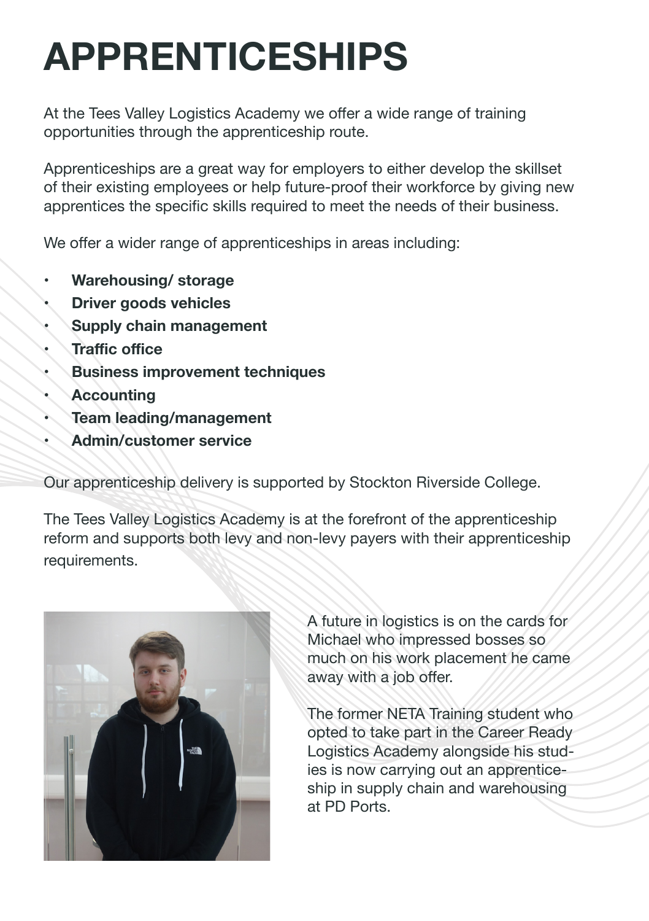# APPRENTICESHIPS

At the Tees Valley Logistics Academy we offer a wide range of training opportunities through the apprenticeship route.

Apprenticeships are a great way for employers to either develop the skillset of their existing employees or help future-proof their workforce by giving new apprentices the specific skills required to meet the needs of their business.

We offer a wider range of apprenticeships in areas including:

- **Warehousing/ storage**
- **Driver goods vehicles**
- **Supply chain management**
- **Traffic office**
- **Business improvement techniques**
- **Accounting**
- **Team leading/management**
- **Admin/customer service**

Our apprenticeship delivery is supported by Stockton Riverside College.

The Tees Valley Logistics Academy is at the forefront of the apprenticeship reform and supports both levy and non-levy payers with their apprenticeship requirements.

A future in logistics is on the cards for Michael who impressed bosses so much on his work placement he came away with a job offer.

The former NETA Training student who opted to take part in the Career Ready Logistics Academy alongside his studies is now carrying out an apprenticeship in supply chain and warehousing at PD Ports.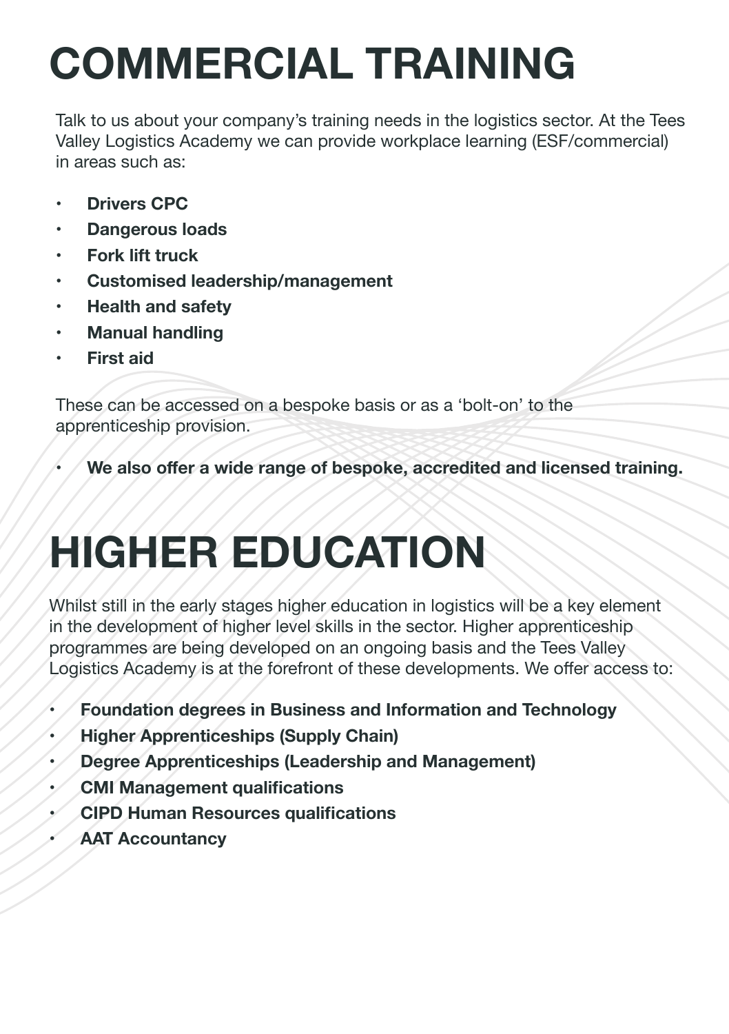# COMMERCIAL TRAINING

Talk to us about your company's training needs in the logistics sector. At the Tees Valley Logistics Academy we can provide workplace learning (ESF/commercial) in areas such as:

- **Drivers CPC**
- **Dangerous loads**
- **Fork lift truck**
- **Customised leadership/management**
- **Health and safety**
- **Manual handling**
- **First aid**

These can be accessed on a bespoke basis or as a 'bolt-on' to the apprenticeship provision.

- **We also offer a wide range of bespoke, accredited and licensed training.**

# HIGHER EDUCATION

Whilst still in the early stages higher education in logistics will be a key element in the development of higher level skills in the sector. Higher apprenticeship programmes are being developed on an ongoing basis and the Tees Valley Logistics Academy is at the forefront of these developments. We offer access to:

- **Foundation degrees in Business and Information and Technology**
- **Higher Apprenticeships (Supply Chain)**
- **Degree Apprenticeships (Leadership and Management)**
- **CMI Management qualifications**
- **CIPD Human Resources qualifications**
- **AAT Accountancy**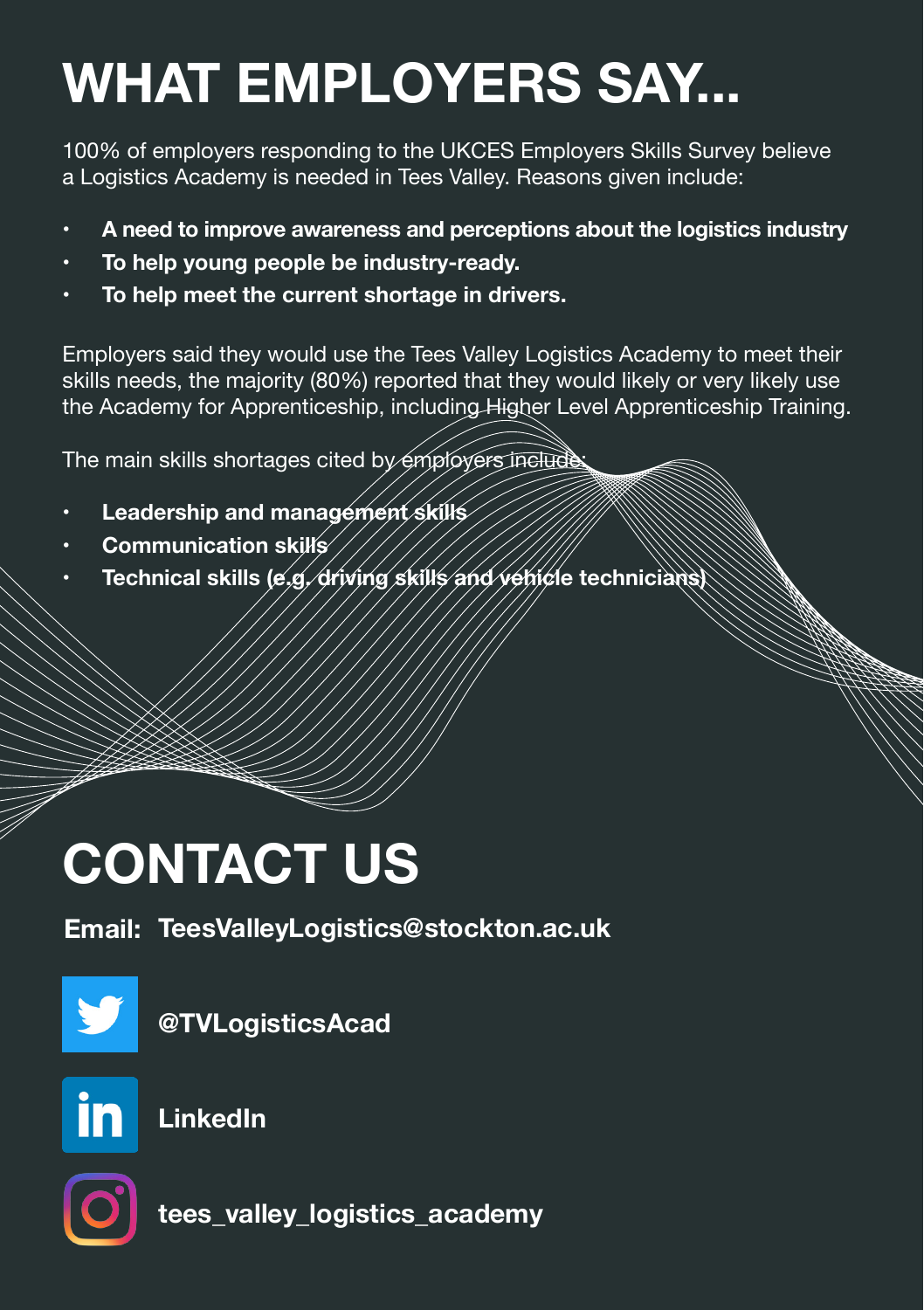# WHAT EMPLOYERS SAY...

100% of employers responding to the UKCES Employers Skills Survey believe a Logistics Academy is needed in Tees Valley. Reasons given include:

- **A need to improve awareness and perceptions about the logistics industry**
- **To help young people be industry-ready.**
- **To help meet the current shortage in drivers.**

Employers said they would use the Tees Valley Logistics Academy to meet their skills needs, the majority (80%) reported that they would likely or very likely use the Academy for Apprenticeship, including Higher Level Apprenticeship Training.

The main skills shortages cited by employers include:

- **Leadership and management skills**
- **Communication skills**
- **Technical skills (e.g. driving skills and vehicle technicians)**

# CONTACT US

**Email: TeesValleyLogistics@stockton.ac.uk**

**@TVLogisticsAcad**

**LinkedIn**

**tees_valley_logistics_academy**